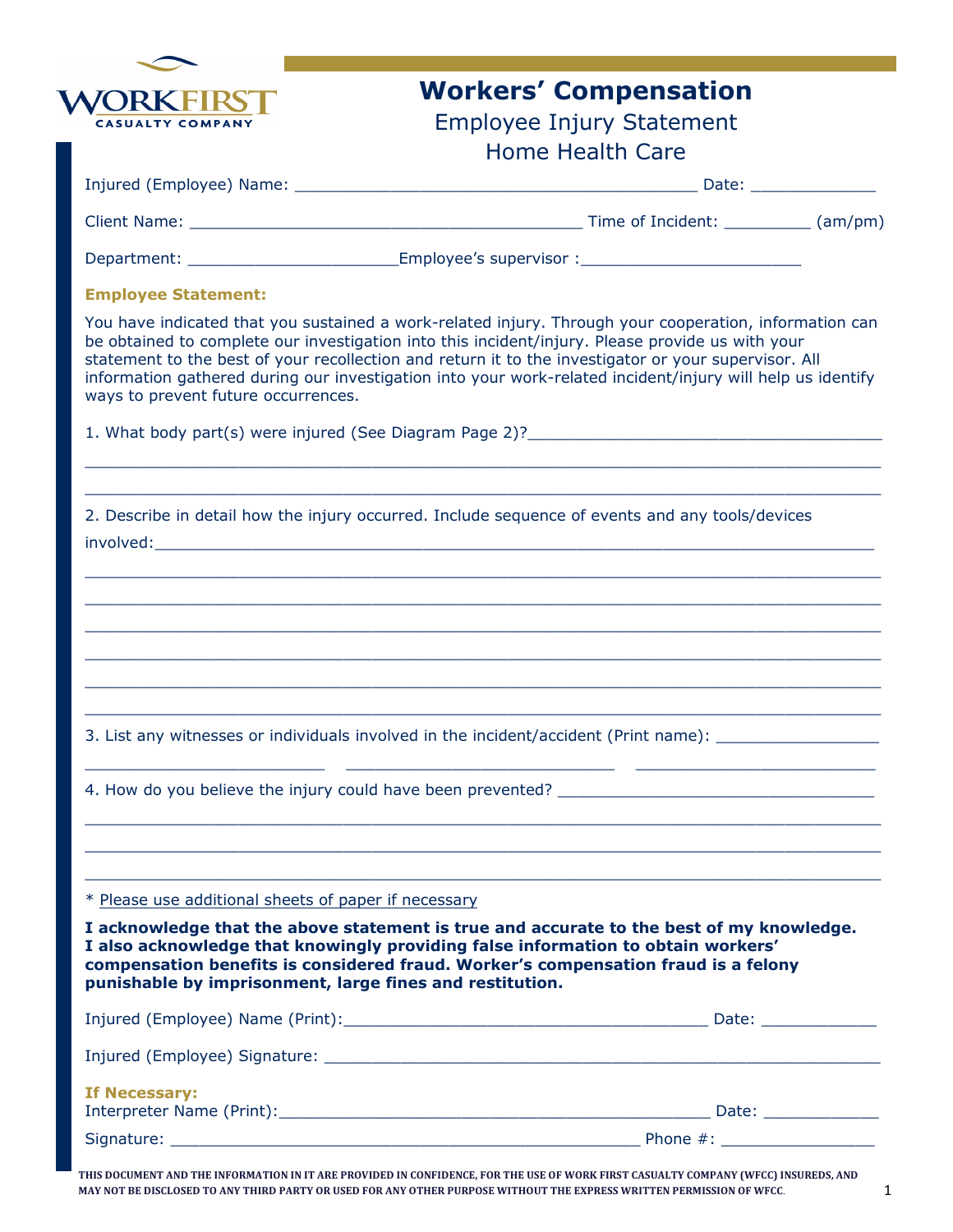WORKFIRST CASUALTY COMPANY

# Workers' Compensation

## Employee Injury Statement
## Home Health Care

Injured (Employee) Name: ________________________________________ Date: ____________

Client Name: ________________________________________ Time of Incident: _________ (am/pm)

Department: _____________________Employee's supervisor :______________________

**Employee Statement:**

You have indicated that you sustained a work-related injury. Through your cooperation, information can be obtained to complete our investigation into this incident/injury. Please provide us with your statement to the best of your recollection and return it to the investigator or your supervisor. All information gathered during our investigation into your work-related incident/injury will help us identify ways to prevent future occurrences.

1. What body part(s) were injured (See Diagram Page 2)?____________________________________

______________________________________________________________________________

______________________________________________________________________________

2. Describe in detail how the injury occurred. Include sequence of events and any tools/devices involved:_________________________________________________________________________

______________________________________________________________________________

______________________________________________________________________________

______________________________________________________________________________

______________________________________________________________________________

______________________________________________________________________________

______________________________________________________________________________

3. List any witnesses or individuals involved in the incident/accident (Print name): _______________

________________________ ___________________________ ________________________

4. How do you believe the injury could have been prevented? ______________________________

______________________________________________________________________________

______________________________________________________________________________

______________________________________________________________________________

\* Please use additional sheets of paper if necessary

**I acknowledge that the above statement is true and accurate to the best of my knowledge. I also acknowledge that knowingly providing false information to obtain workers' compensation benefits is considered fraud. Worker's compensation fraud is a felony punishable by imprisonment, large fines and restitution.**

Injured (Employee) Name (Print):____________________________________ Date: ___________

Injured (Employee) Signature: _____________________________________________________

**If Necessary:**

Interpreter Name (Print):_____________________________________________ Date: ___________

Signature: ________________________________________________ Phone #: _______________

THIS DOCUMENT AND THE INFORMATION IN IT ARE PROVIDED IN CONFIDENCE, FOR THE USE OF WORK FIRST CASUALTY COMPANY (WFCC) INSUREDS, AND MAY NOT BE DISCLOSED TO ANY THIRD PARTY OR USED FOR ANY OTHER PURPOSE WITHOUT THE EXPRESS WRITTEN PERMISSION OF WFCC.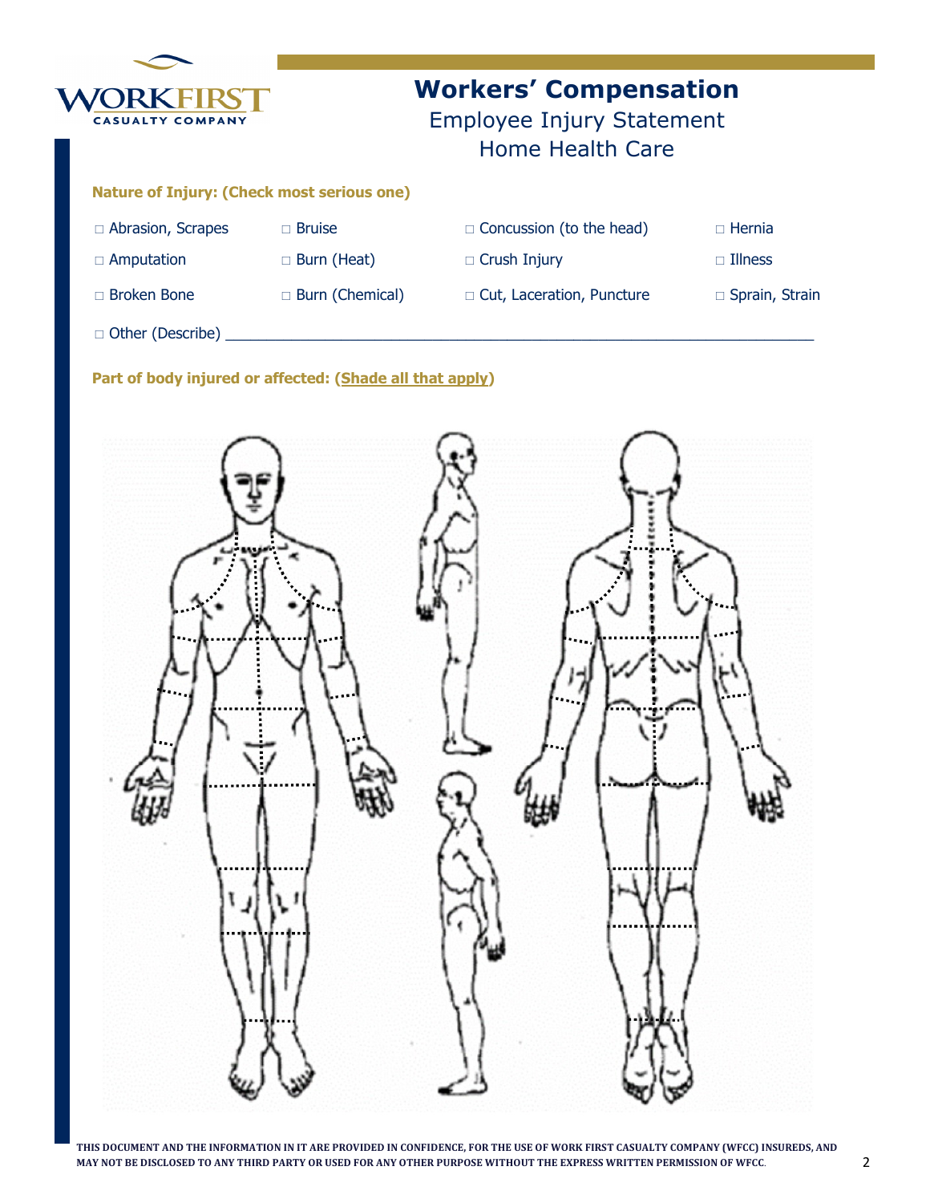# Workers' Compensation

## Employee Injury Statement

## Home Health Care

**Nature of Injury: (Check most serious one)**

| | | | |
|---|---|---|---|
| □ Abrasion, Scrapes | □ Bruise | □ Concussion (to the head) | □ Hernia |
| □ Amputation | □ Burn (Heat) | □ Crush Injury | □ Illness |
| □ Broken Bone | □ Burn (Chemical) | □ Cut, Laceration, Puncture | □ Sprain, Strain |

□ Other (Describe) ______________________________________________________________________

**Part of body injured or affected: (Shade all that apply)**

THIS DOCUMENT AND THE INFORMATION IN IT ARE PROVIDED IN CONFIDENCE, FOR THE USE OF WORK FIRST CASUALTY COMPANY (WFCC) INSUREDS, AND MAY NOT BE DISCLOSED TO ANY THIRD PARTY OR USED FOR ANY OTHER PURPOSE WITHOUT THE EXPRESS WRITTEN PERMISSION OF WFCC.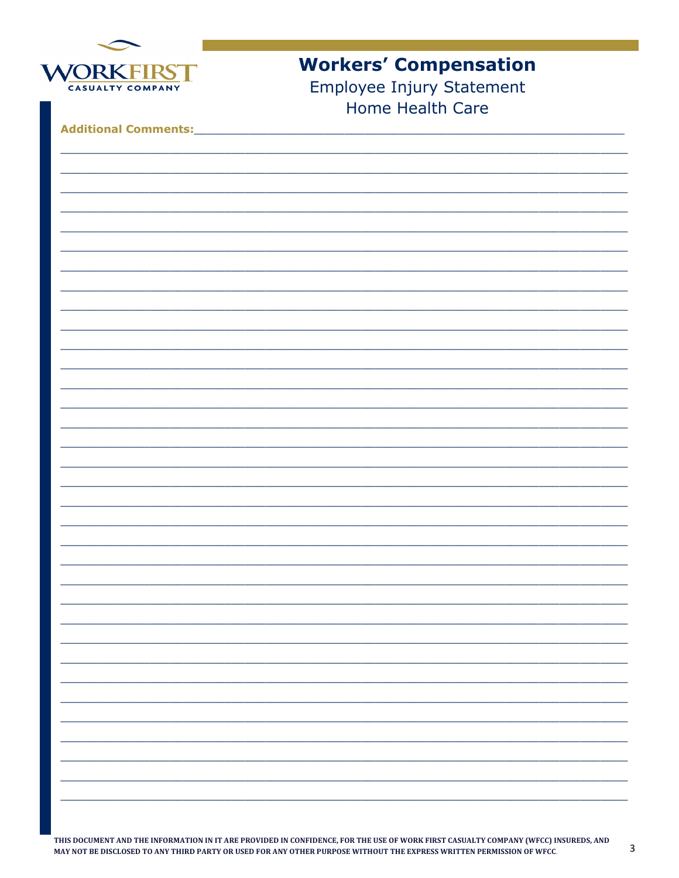**WORKFIRST CASUALTY COMPANY**

# Workers' Compensation

## Employee Injury Statement
## Home Health Care

**Additional Comments:**\_\_\_\_\_\_\_\_\_\_\_\_\_\_\_\_\_\_\_\_\_\_\_\_\_\_\_\_\_\_\_\_\_\_\_\_\_\_\_\_\_\_\_\_\_\_\_\_\_\_\_\_\_\_\_\_\_\_\_\_\_\_\_\_\_\_\_\_

**THIS DOCUMENT AND THE INFORMATION IN IT ARE PROVIDED IN CONFIDENCE, FOR THE USE OF WORK FIRST CASUALTY COMPANY (WFCC) INSUREDS, AND MAY NOT BE DISCLOSED TO ANY THIRD PARTY OR USED FOR ANY OTHER PURPOSE WITHOUT THE EXPRESS WRITTEN PERMISSION OF WFCC.**